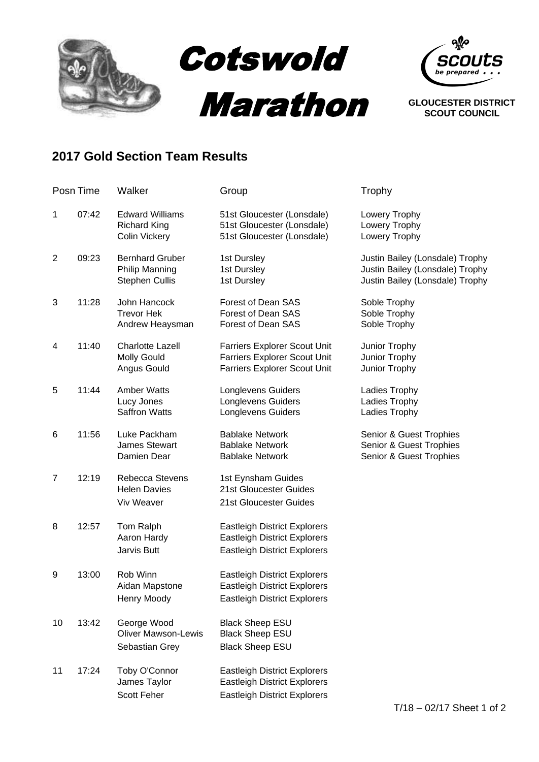# Cotswold Marathon

GLOUCESTER DISTRICT SCOUT COUNCIL

## 2017 Gold Section Team Results

| Posn | Time | Walker | Group | Trophy |
|---|---|---|---|---|
| 1 | 07:42 | Edward Williams | 51st Gloucester (Lonsdale) | Lowery Trophy |
| | | Richard King | 51st Gloucester (Lonsdale) | Lowery Trophy |
| | | Colin Vickery | 51st Gloucester (Lonsdale) | Lowery Trophy |
| 2 | 09:23 | Bernhard Gruber | 1st Dursley | Justin Bailey (Lonsdale) Trophy |
| | | Philip Manning | 1st Dursley | Justin Bailey (Lonsdale) Trophy |
| | | Stephen Cullis | 1st Dursley | Justin Bailey (Lonsdale) Trophy |
| 3 | 11:28 | John Hancock | Forest of Dean SAS | Soble Trophy |
| | | Trevor Hek | Forest of Dean SAS | Soble Trophy |
| | | Andrew Heaysman | Forest of Dean SAS | Soble Trophy |
| 4 | 11:40 | Charlotte Lazell | Farriers Explorer Scout Unit | Junior Trophy |
| | | Molly Gould | Farriers Explorer Scout Unit | Junior Trophy |
| | | Angus Gould | Farriers Explorer Scout Unit | Junior Trophy |
| 5 | 11:44 | Amber Watts | Longlevens Guiders | Ladies Trophy |
| | | Lucy Jones | Longlevens Guiders | Ladies Trophy |
| | | Saffron Watts | Longlevens Guiders | Ladies Trophy |
| 6 | 11:56 | Luke Packham | Bablake Network | Senior & Guest Trophies |
| | | James Stewart | Bablake Network | Senior & Guest Trophies |
| | | Damien Dear | Bablake Network | Senior & Guest Trophies |
| 7 | 12:19 | Rebecca Stevens | 1st Eynsham Guides | |
| | | Helen Davies | 21st Gloucester Guides | |
| | | Viv Weaver | 21st Gloucester Guides | |
| 8 | 12:57 | Tom Ralph | Eastleigh District Explorers | |
| | | Aaron Hardy | Eastleigh District Explorers | |
| | | Jarvis Butt | Eastleigh District Explorers | |
| 9 | 13:00 | Rob Winn | Eastleigh District Explorers | |
| | | Aidan Mapstone | Eastleigh District Explorers | |
| | | Henry Moody | Eastleigh District Explorers | |
| 10 | 13:42 | George Wood | Black Sheep ESU | |
| | | Oliver Mawson-Lewis | Black Sheep ESU | |
| | | Sebastian Grey | Black Sheep ESU | |
| 11 | 17:24 | Toby O'Connor | Eastleigh District Explorers | |
| | | James Taylor | Eastleigh District Explorers | |
| | | Scott Feher | Eastleigh District Explorers | |

T/18 – 02/17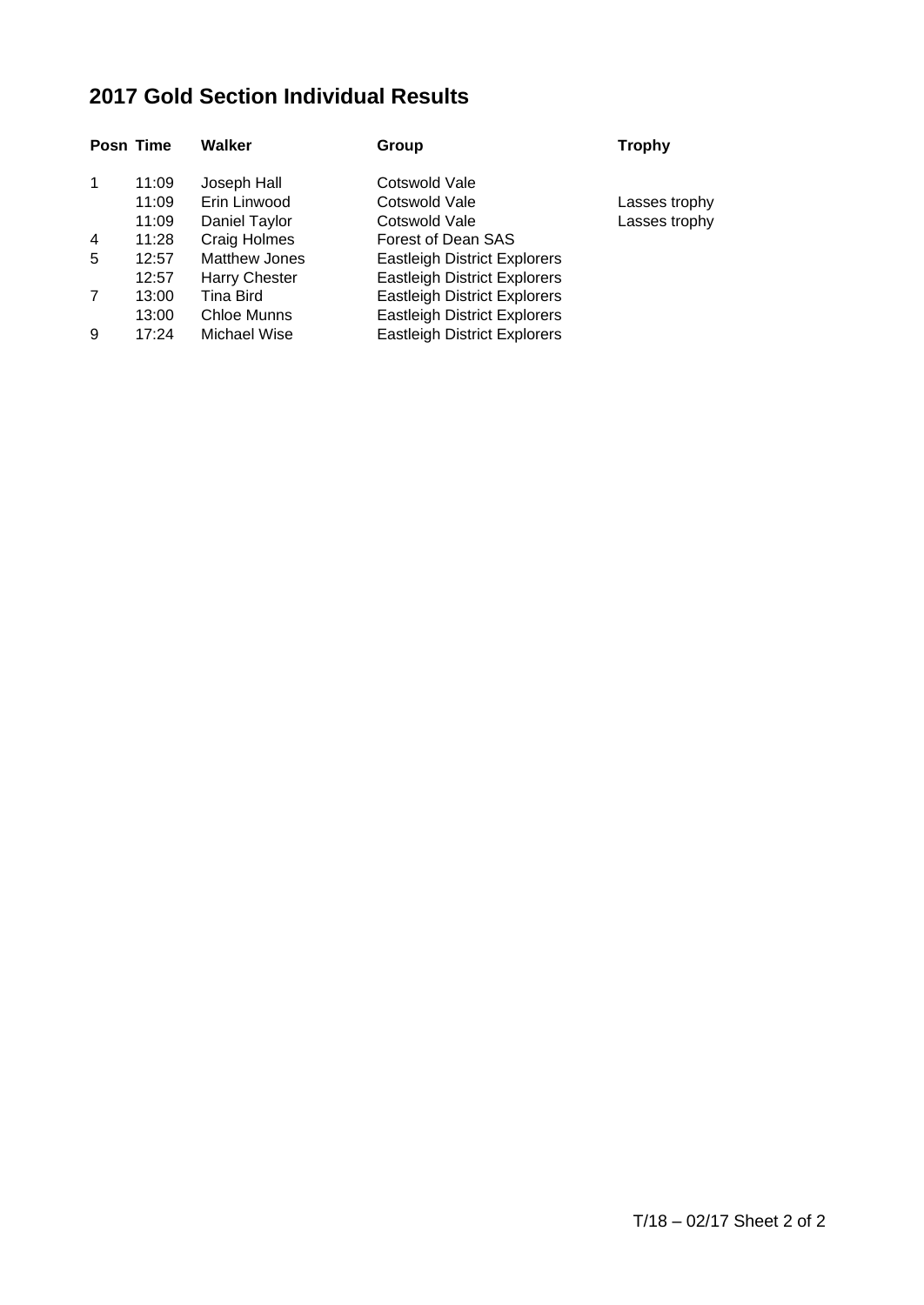## 2017 Gold Section Individual Results

| Posn | Time | Walker | Group | Trophy |
|---|---|---|---|---|
| 1 | 11:09 | Joseph Hall | Cotswold Vale | |
| | 11:09 | Erin Linwood | Cotswold Vale | Lasses trophy |
| | 11:09 | Daniel Taylor | Cotswold Vale | Lasses trophy |
| 4 | 11:28 | Craig Holmes | Forest of Dean SAS | |
| 5 | 12:57 | Matthew Jones | Eastleigh District Explorers | |
| | 12:57 | Harry Chester | Eastleigh District Explorers | |
| 7 | 13:00 | Tina Bird | Eastleigh District Explorers | |
| | 13:00 | Chloe Munns | Eastleigh District Explorers | |
| 9 | 17:24 | Michael Wise | Eastleigh District Explorers | |

T/18 – 02/17 Sheet 2 of 2